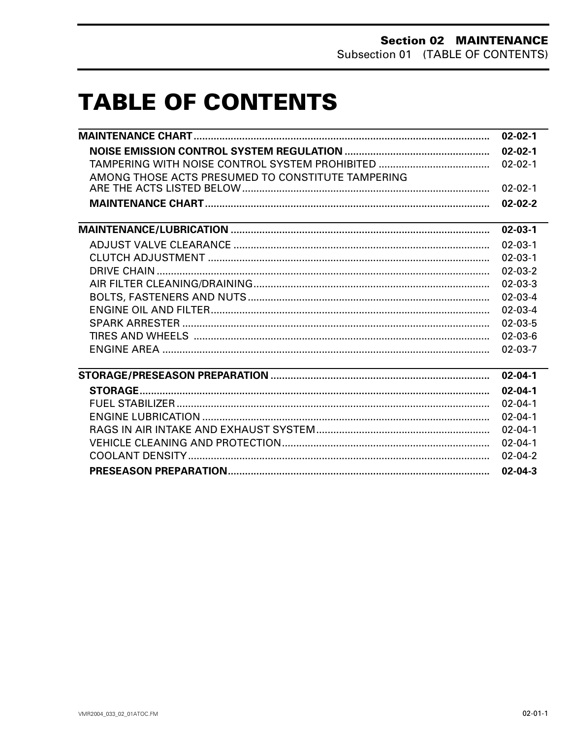# TABLE OF CONTENTS

| | |
|---|---|
| **MAINTENANCE CHART** | **02-02-1** |
| **NOISE EMISSION CONTROL SYSTEM REGULATION** | **02-02-1** |
| TAMPERING WITH NOISE CONTROL SYSTEM PROHIBITED | 02-02-1 |
| AMONG THOSE ACTS PRESUMED TO CONSTITUTE TAMPERING ARE THE ACTS LISTED BELOW | 02-02-1 |
| **MAINTENANCE CHART** | **02-02-2** |
| **MAINTENANCE/LUBRICATION** | **02-03-1** |
| ADJUST VALVE CLEARANCE | 02-03-1 |
| CLUTCH ADJUSTMENT | 02-03-1 |
| DRIVE CHAIN | 02-03-2 |
| AIR FILTER CLEANING/DRAINING | 02-03-3 |
| BOLTS, FASTENERS AND NUTS | 02-03-4 |
| ENGINE OIL AND FILTER | 02-03-4 |
| SPARK ARRESTER | 02-03-5 |
| TIRES AND WHEELS | 02-03-6 |
| ENGINE AREA | 02-03-7 |
| **STORAGE/PRESEASON PREPARATION** | **02-04-1** |
| **STORAGE** | **02-04-1** |
| FUEL STABILIZER | 02-04-1 |
| ENGINE LUBRICATION | 02-04-1 |
| RAGS IN AIR INTAKE AND EXHAUST SYSTEM | 02-04-1 |
| VEHICLE CLEANING AND PROTECTION | 02-04-1 |
| COOLANT DENSITY | 02-04-2 |
| **PRESEASON PREPARATION** | **02-04-3** |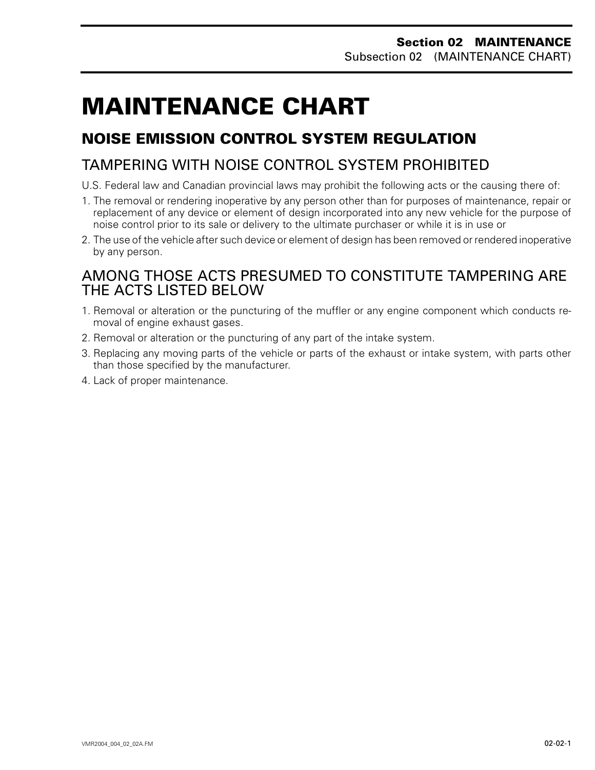# MAINTENANCE CHART

## NOISE EMISSION CONTROL SYSTEM REGULATION

### TAMPERING WITH NOISE CONTROL SYSTEM PROHIBITED

U.S. Federal law and Canadian provincial laws may prohibit the following acts or the causing there of:

1. The removal or rendering inoperative by any person other than for purposes of maintenance, repair or replacement of any device or element of design incorporated into any new vehicle for the purpose of noise control prior to its sale or delivery to the ultimate purchaser or while it is in use or
2. The use of the vehicle after such device or element of design has been removed or rendered inoperative by any person.

### AMONG THOSE ACTS PRESUMED TO CONSTITUTE TAMPERING ARE THE ACTS LISTED BELOW

1. Removal or alteration or the puncturing of the muffler or any engine component which conducts removal of engine exhaust gases.
2. Removal or alteration or the puncturing of any part of the intake system.
3. Replacing any moving parts of the vehicle or parts of the exhaust or intake system, with parts other than those specified by the manufacturer.
4. Lack of proper maintenance.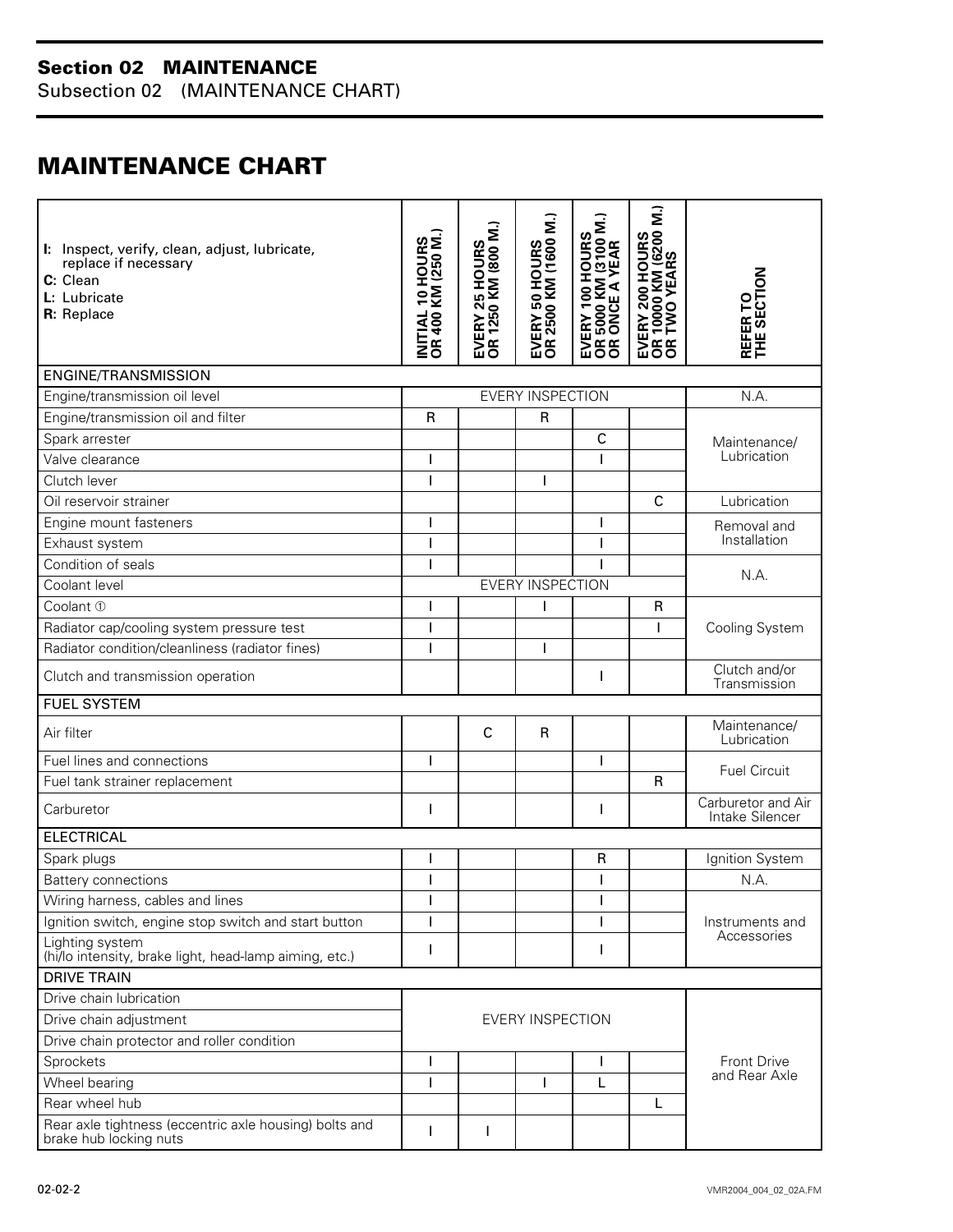## Section 02 MAINTENANCE

Subsection 02 (MAINTENANCE CHART)

# MAINTENANCE CHART

| **I:** Inspect, verify, clean, adjust, lubricate, replace if necessary<br>**C:** Clean<br>**L:** Lubricate<br>**R:** Replace | **INITIAL 10 HOURS OR 400 KM (250 M.)** | **EVERY 25 HOURS OR 1250 KM (800 M.)** | **EVERY 50 HOURS OR 2500 KM (1600 M.)** | **EVERY 100 HOURS OR 5000 KM (3100 M.) OR ONCE A YEAR** | **EVERY 200 HOURS OR 10000 KM (6200 M.) OR TWO YEARS** | **REFER TO THE SECTION** |
|---|---|---|---|---|---|---|
| ENGINE/TRANSMISSION | | | | | | |
| Engine/transmission oil level | EVERY INSPECTION | | | | | N.A. |
| Engine/transmission oil and filter | R | | R | | | Maintenance/ Lubrication |
| Spark arrester | | | | C | | |
| Valve clearance | I | | | I | | |
| Clutch lever | I | | I | | | |
| Oil reservoir strainer | | | | | C | Lubrication |
| Engine mount fasteners | I | | | I | | Removal and Installation |
| Exhaust system | I | | | I | | |
| Condition of seals | I | | | I | | N.A. |
| Coolant level | EVERY INSPECTION | | | | | |
| Coolant ① | I | | I | | R | Cooling System |
| Radiator cap/cooling system pressure test | I | | | | I | |
| Radiator condition/cleanliness (radiator fines) | I | | I | | | |
| Clutch and transmission operation | | | | I | | Clutch and/or Transmission |
| FUEL SYSTEM | | | | | | |
| Air filter | | C | R | | | Maintenance/ Lubrication |
| Fuel lines and connections | I | | | I | | Fuel Circuit |
| Fuel tank strainer replacement | | | | | R | |
| Carburetor | I | | | I | | Carburetor and Air Intake Silencer |
| ELECTRICAL | | | | | | |
| Spark plugs | I | | | R | | Ignition System |
| Battery connections | I | | | I | | N.A. |
| Wiring harness, cables and lines | I | | | I | | Instruments and Accessories |
| Ignition switch, engine stop switch and start button | I | | | I | | |
| Lighting system (hi/lo intensity, brake light, head-lamp aiming, etc.) | I | | | I | | |
| DRIVE TRAIN | | | | | | |
| Drive chain lubrication | EVERY INSPECTION | | | | | Front Drive and Rear Axle |
| Drive chain adjustment | | | | | | |
| Drive chain protector and roller condition | | | | | | |
| Sprockets | I | | | I | | |
| Wheel bearing | I | | I | L | | |
| Rear wheel hub | | | | | L | |
| Rear axle tightness (eccentric axle housing) bolts and brake hub locking nuts | I | I | | | | |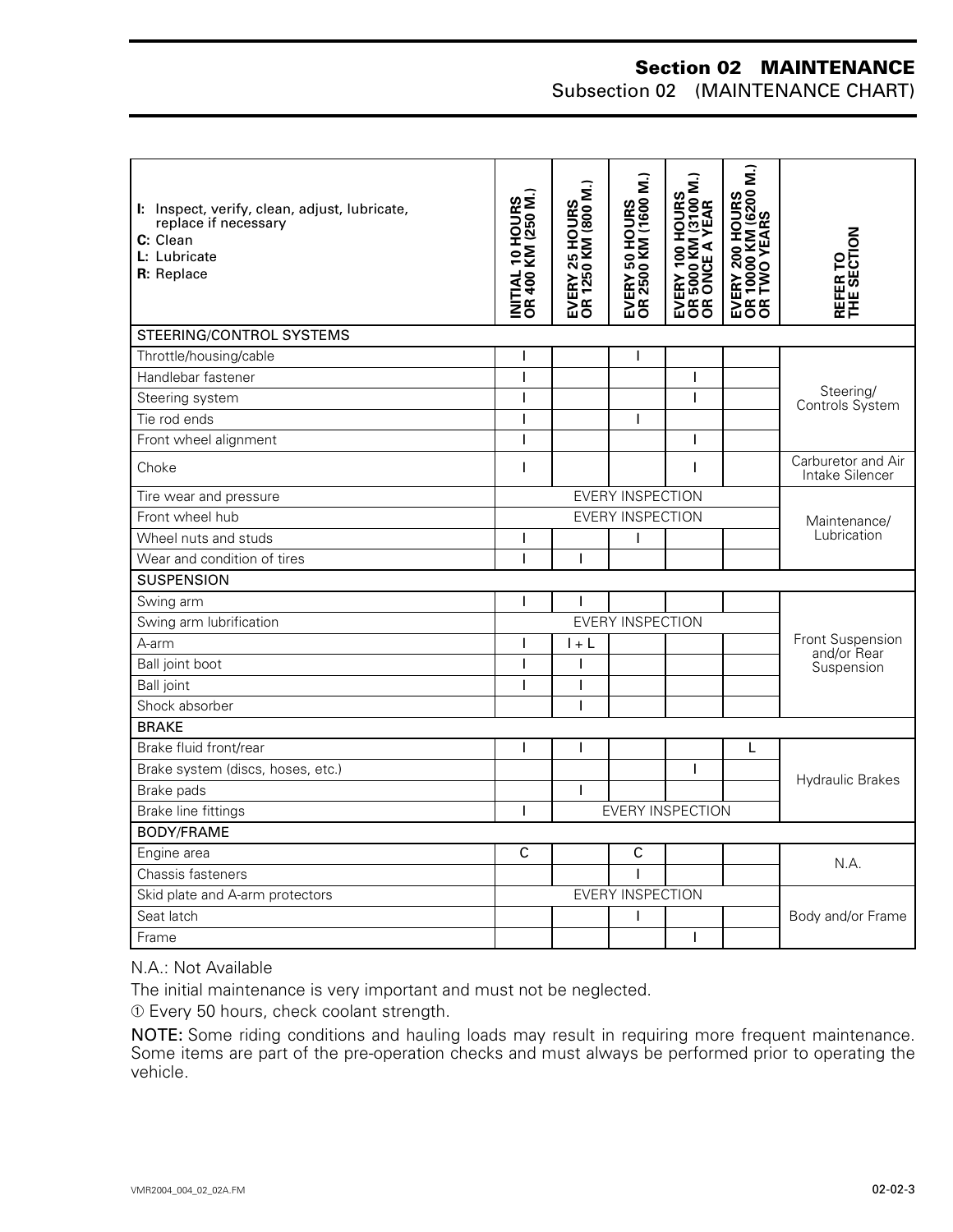| I: Inspect, verify, clean, adjust, lubricate, replace if necessary<br>C: Clean<br>L: Lubricate<br>R: Replace | INITIAL 10 HOURS OR 400 KM (250 M.) | EVERY 25 HOURS OR 1250 KM (800 M.) | EVERY 50 HOURS OR 2500 KM (1600 M.) | EVERY 100 HOURS OR 5000 KM (3100 M.) OR ONCE A YEAR | EVERY 200 HOURS OR 10000 KM (6200 M.) OR TWO YEARS | REFER TO THE SECTION |
|---|---|---|---|---|---|---|
| STEERING/CONTROL SYSTEMS | | | | | | |
| Throttle/housing/cable | I | | I | | | Steering/ Controls System |
| Handlebar fastener | I | | | I | | |
| Steering system | I | | | I | | |
| Tie rod ends | I | | I | | | |
| Front wheel alignment | I | | | I | | |
| Choke | I | | | I | | Carburetor and Air Intake Silencer |
| Tire wear and pressure | EVERY INSPECTION | | | | | Maintenance/ Lubrication |
| Front wheel hub | EVERY INSPECTION | | | | | |
| Wheel nuts and studs | I | | I | | | |
| Wear and condition of tires | I | I | | | | |
| SUSPENSION | | | | | | |
| Swing arm | I | I | | | | Front Suspension and/or Rear Suspension |
| Swing arm lubrification | EVERY INSPECTION | | | | | |
| A-arm | I | I + L | | | | |
| Ball joint boot | I | I | | | | |
| Ball joint | I | I | | | | |
| Shock absorber | | I | | | | |
| BRAKE | | | | | | |
| Brake fluid front/rear | I | I | | | L | Hydraulic Brakes |
| Brake system (discs, hoses, etc.) | | | | I | | |
| Brake pads | | I | | | | |
| Brake line fittings | I | EVERY INSPECTION | | | | |
| BODY/FRAME | | | | | | |
| Engine area | C | | C | | | N.A. |
| Chassis fasteners | | | I | | | |
| Skid plate and A-arm protectors | EVERY INSPECTION | | | | | Body and/or Frame |
| Seat latch | | | I | | | |
| Frame | | | | I | | |

N.A.: Not Available

The initial maintenance is very important and must not be neglected.

① Every 50 hours, check coolant strength.

**NOTE:** Some riding conditions and hauling loads may result in requiring more frequent maintenance. Some items are part of the pre-operation checks and must always be performed prior to operating the vehicle.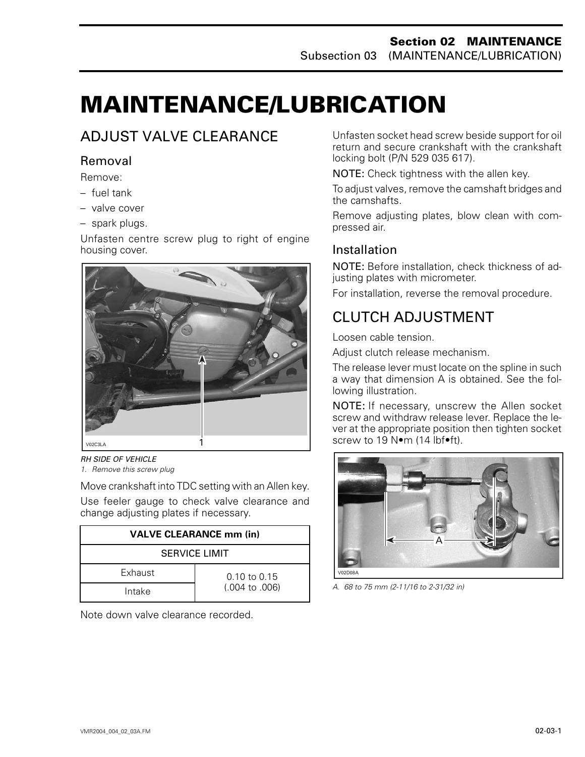# MAINTENANCE/LUBRICATION

## ADJUST VALVE CLEARANCE

### Removal

Remove:

- fuel tank
- valve cover
- spark plugs.

Unfasten centre screw plug to right of engine housing cover.

*RH SIDE OF VEHICLE*
*1. Remove this screw plug*

Move crankshaft into TDC setting with an Allen key.

Use feeler gauge to check valve clearance and change adjusting plates if necessary.

| VALVE CLEARANCE mm (in) | |
|---|---|
| SERVICE LIMIT | |
| Exhaust | 0.10 to 0.15 (.004 to .006) |
| Intake | |

Note down valve clearance recorded.

Unfasten socket head screw beside support for oil return and secure crankshaft with the crankshaft locking bolt (P/N 529 035 617).

**NOTE:** Check tightness with the allen key.

To adjust valves, remove the camshaft bridges and the camshafts.

Remove adjusting plates, blow clean with compressed air.

### Installation

**NOTE:** Before installation, check thickness of adjusting plates with micrometer.

For installation, reverse the removal procedure.

## CLUTCH ADJUSTMENT

Loosen cable tension.

Adjust clutch release mechanism.

The release lever must locate on the spline in such a way that dimension A is obtained. See the following illustration.

**NOTE:** If necessary, unscrew the Allen socket screw and withdraw release lever. Replace the lever at the appropriate position then tighten socket screw to 19 N•m (14 lbf•ft).

*A. 68 to 75 mm (2-11/16 to 2-31/32 in)*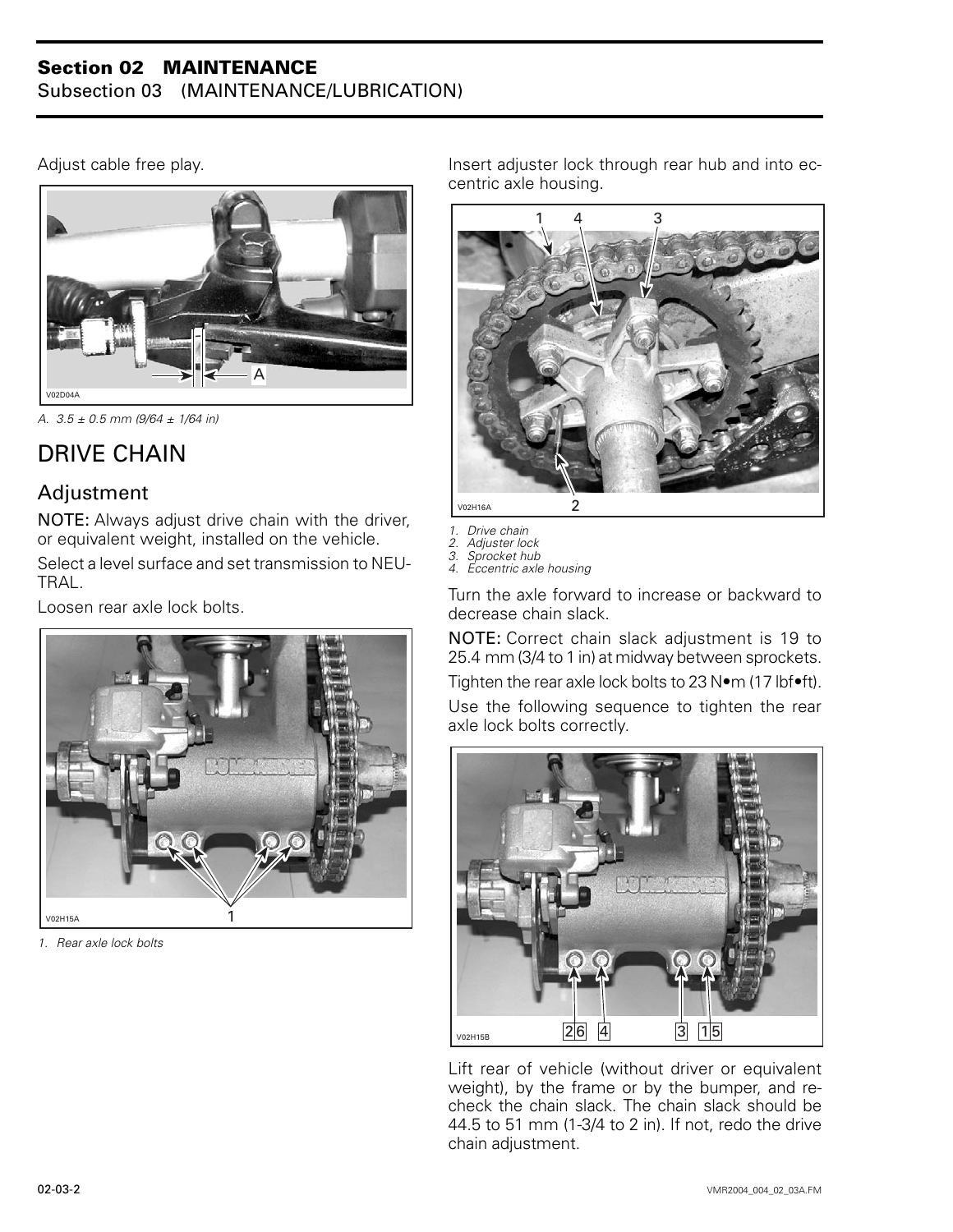Adjust cable free play.

V02D04A

*A. 3.5 ± 0.5 mm (9/64 ± 1/64 in)*

## DRIVE CHAIN

### Adjustment

**NOTE:** Always adjust drive chain with the driver, or equivalent weight, installed on the vehicle.

Select a level surface and set transmission to NEUTRAL.

Loosen rear axle lock bolts.

V02H15A

*1. Rear axle lock bolts*

Insert adjuster lock through rear hub and into eccentric axle housing.

V02H16A

*1. Drive chain*
*2. Adjuster lock*
*3. Sprocket hub*
*4. Eccentric axle housing*

Turn the axle forward to increase or backward to decrease chain slack.

**NOTE:** Correct chain slack adjustment is 19 to 25.4 mm (3/4 to 1 in) at midway between sprockets.

Tighten the rear axle lock bolts to 23 N•m (17 lbf•ft).

Use the following sequence to tighten the rear axle lock bolts correctly.

V02H15B

Lift rear of vehicle (without driver or equivalent weight), by the frame or by the bumper, and recheck the chain slack. The chain slack should be 44.5 to 51 mm (1-3/4 to 2 in). If not, redo the drive chain adjustment.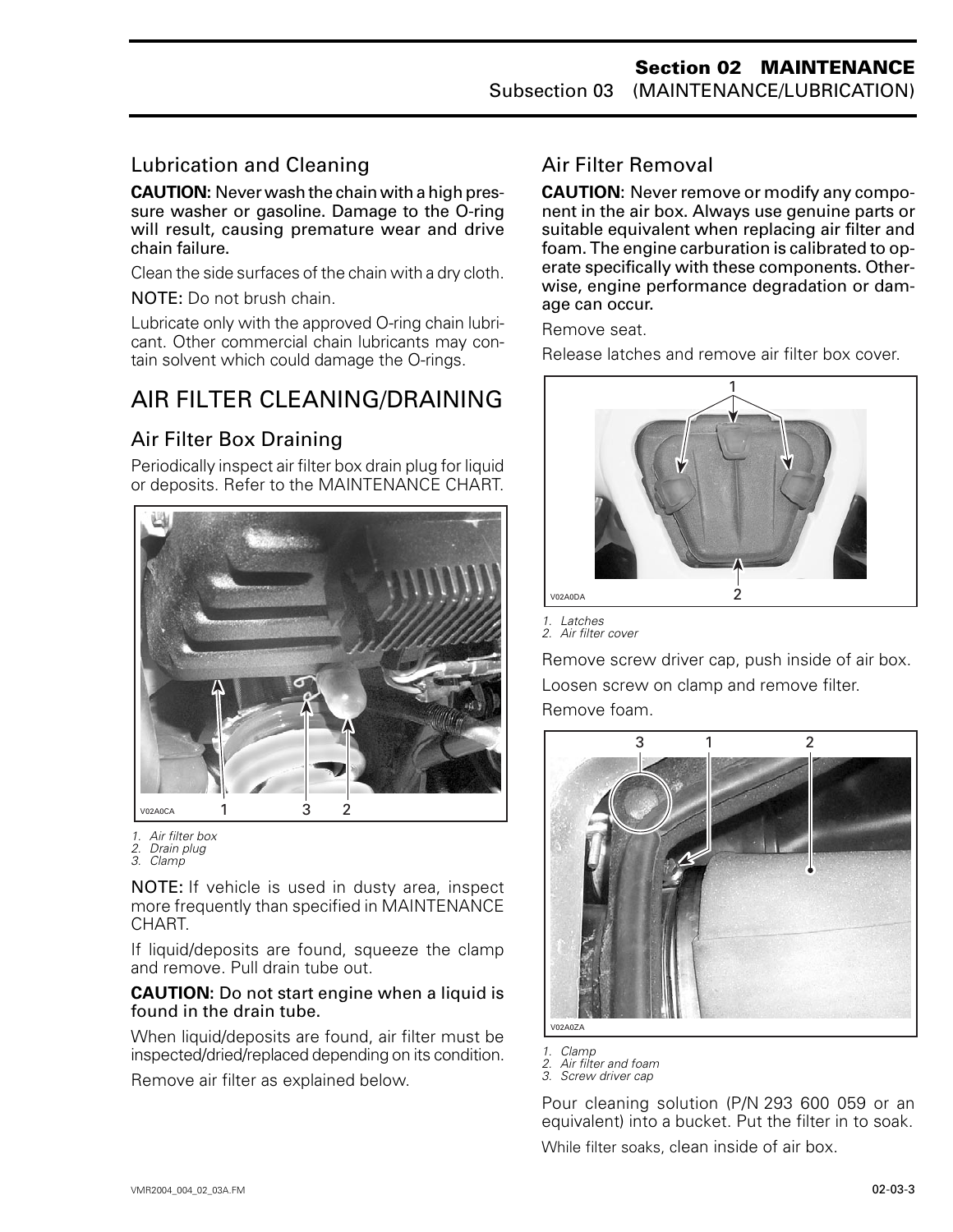### Lubrication and Cleaning

**CAUTION:** Never wash the chain with a high pressure washer or gasoline. Damage to the O-ring will result, causing premature wear and drive chain failure.

Clean the side surfaces of the chain with a dry cloth.

NOTE: Do not brush chain.

Lubricate only with the approved O-ring chain lubricant. Other commercial chain lubricants may contain solvent which could damage the O-rings.

## AIR FILTER CLEANING/DRAINING

### Air Filter Box Draining

Periodically inspect air filter box drain plug for liquid or deposits. Refer to the MAINTENANCE CHART.

V02A0CA

*1. Air filter box*
*2. Drain plug*
*3. Clamp*

NOTE: If vehicle is used in dusty area, inspect more frequently than specified in MAINTENANCE CHART.

If liquid/deposits are found, squeeze the clamp and remove. Pull drain tube out.

**CAUTION:** Do not start engine when a liquid is found in the drain tube.

When liquid/deposits are found, air filter must be inspected/dried/replaced depending on its condition.

Remove air filter as explained below.

### Air Filter Removal

**CAUTION:** Never remove or modify any component in the air box. Always use genuine parts or suitable equivalent when replacing air filter and foam. The engine carburation is calibrated to operate specifically with these components. Otherwise, engine performance degradation or damage can occur.

Remove seat.

Release latches and remove air filter box cover.

V02A0DA

*1. Latches*
*2. Air filter cover*

Remove screw driver cap, push inside of air box.

Loosen screw on clamp and remove filter.

Remove foam.

V02A0ZA

*1. Clamp*
*2. Air filter and foam*
*3. Screw driver cap*

Pour cleaning solution (P/N 293 600 059 or an equivalent) into a bucket. Put the filter in to soak.

While filter soaks, clean inside of air box.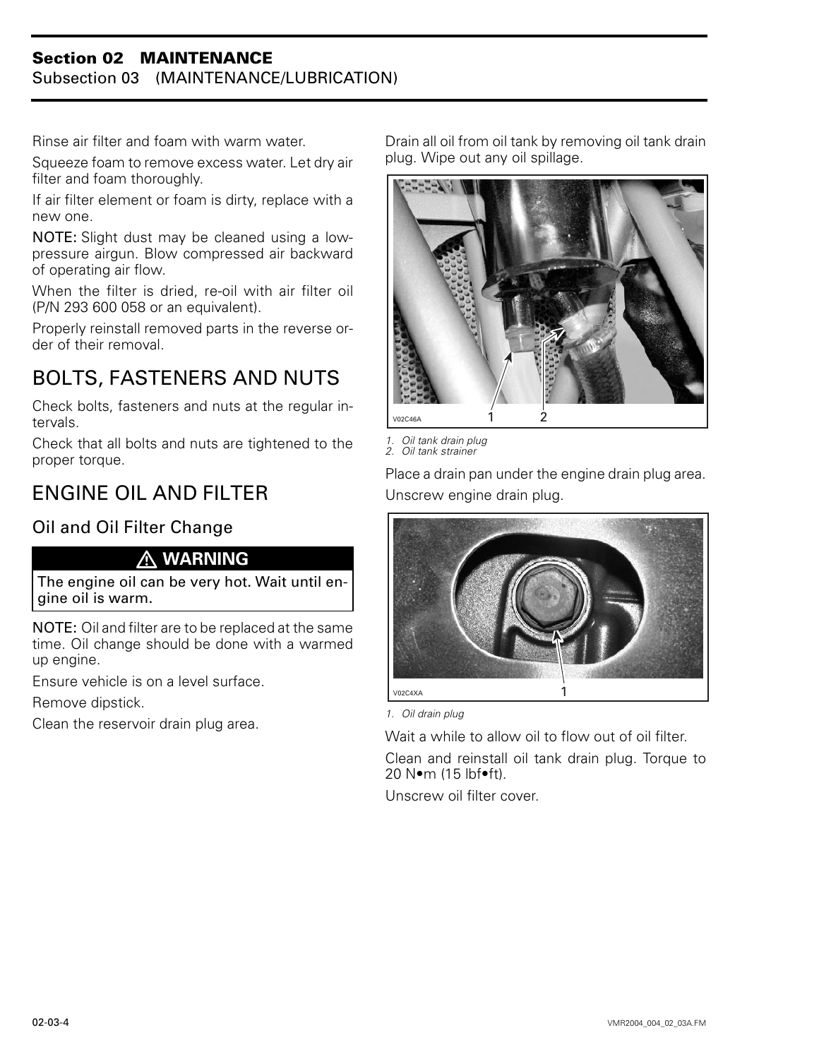Rinse air filter and foam with warm water.

Squeeze foam to remove excess water. Let dry air filter and foam thoroughly.

If air filter element or foam is dirty, replace with a new one.

**NOTE:** Slight dust may be cleaned using a low-pressure airgun. Blow compressed air backward of operating air flow.

When the filter is dried, re-oil with air filter oil (P/N 293 600 058 or an equivalent).

Properly reinstall removed parts in the reverse order of their removal.

## BOLTS, FASTENERS AND NUTS

Check bolts, fasteners and nuts at the regular intervals.

Check that all bolts and nuts are tightened to the proper torque.

## ENGINE OIL AND FILTER

### Oil and Oil Filter Change

**⚠ WARNING**

**The engine oil can be very hot. Wait until engine oil is warm.**

**NOTE:** Oil and filter are to be replaced at the same time. Oil change should be done with a warmed up engine.

Ensure vehicle is on a level surface.

Remove dipstick.

Clean the reservoir drain plug area.

Drain all oil from oil tank by removing oil tank drain plug. Wipe out any oil spillage.

V02C46A

*1. Oil tank drain plug*
*2. Oil tank strainer*

Place a drain pan under the engine drain plug area.

Unscrew engine drain plug.

V02C4XA

*1. Oil drain plug*

Wait a while to allow oil to flow out of oil filter.

Clean and reinstall oil tank drain plug. Torque to 20 N•m (15 lbf•ft).

Unscrew oil filter cover.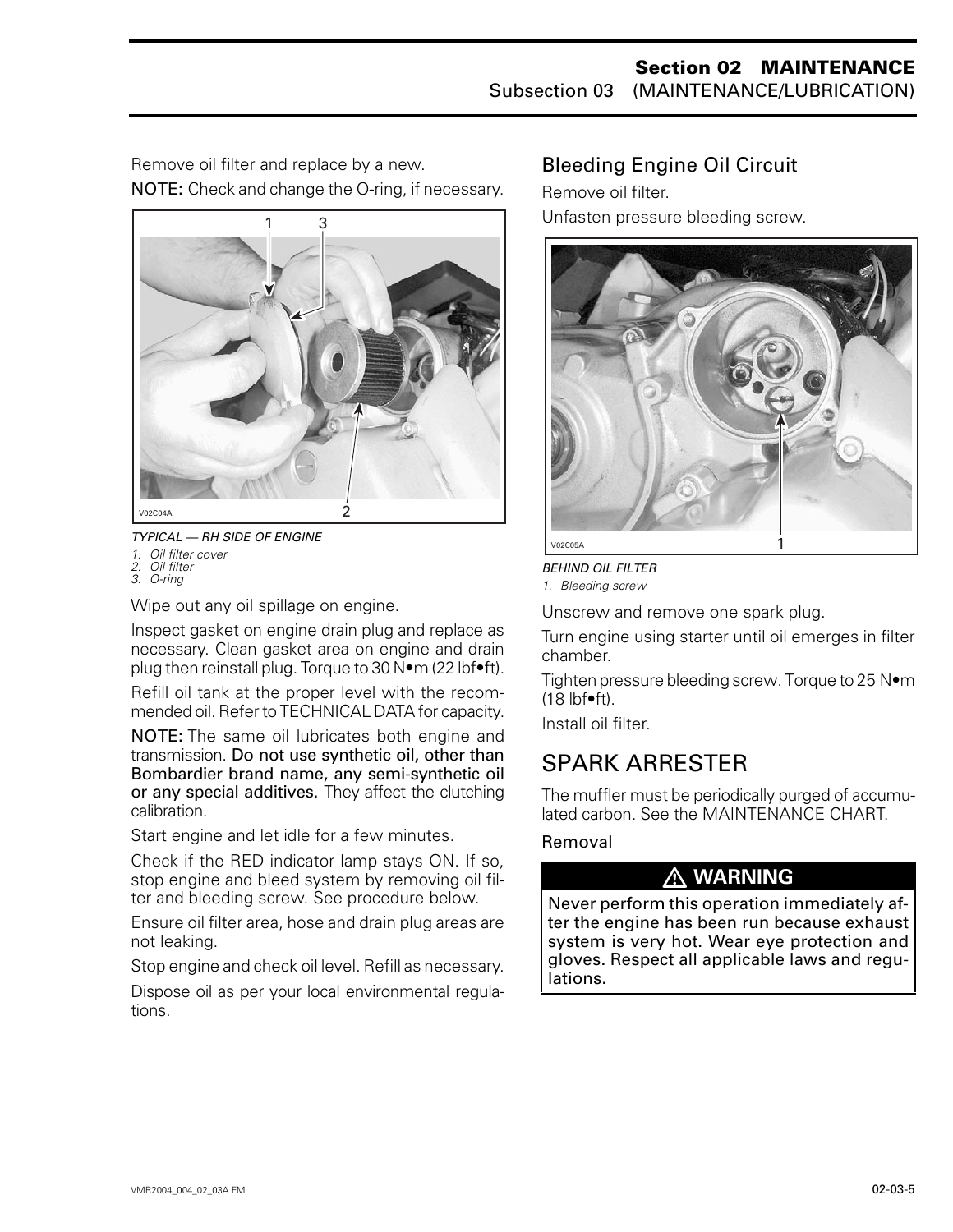Remove oil filter and replace by a new.

NOTE: Check and change the O-ring, if necessary.

V02C04A

*TYPICAL — RH SIDE OF ENGINE*

1. *Oil filter cover*
2. *Oil filter*
3. *O-ring*

Wipe out any oil spillage on engine.

Inspect gasket on engine drain plug and replace as necessary. Clean gasket area on engine and drain plug then reinstall plug. Torque to 30 N•m (22 lbf•ft).

Refill oil tank at the proper level with the recommended oil. Refer to TECHNICAL DATA for capacity.

NOTE: The same oil lubricates both engine and transmission. **Do not use synthetic oil, other than Bombardier brand name, any semi-synthetic oil or any special additives.** They affect the clutching calibration.

Start engine and let idle for a few minutes.

Check if the RED indicator lamp stays ON. If so, stop engine and bleed system by removing oil filter and bleeding screw. See procedure below.

Ensure oil filter area, hose and drain plug areas are not leaking.

Stop engine and check oil level. Refill as necessary.

Dispose oil as per your local environmental regulations.

### Bleeding Engine Oil Circuit

Remove oil filter.

Unfasten pressure bleeding screw.

V02C05A

*BEHIND OIL FILTER*

1. *Bleeding screw*

Unscrew and remove one spark plug.

Turn engine using starter until oil emerges in filter chamber.

Tighten pressure bleeding screw. Torque to 25 N•m (18 lbf•ft).

Install oil filter.

## SPARK ARRESTER

The muffler must be periodically purged of accumulated carbon. See the MAINTENANCE CHART.

#### Removal

**⚠ WARNING**

**Never perform this operation immediately after the engine has been run because exhaust system is very hot. Wear eye protection and gloves. Respect all applicable laws and regulations.**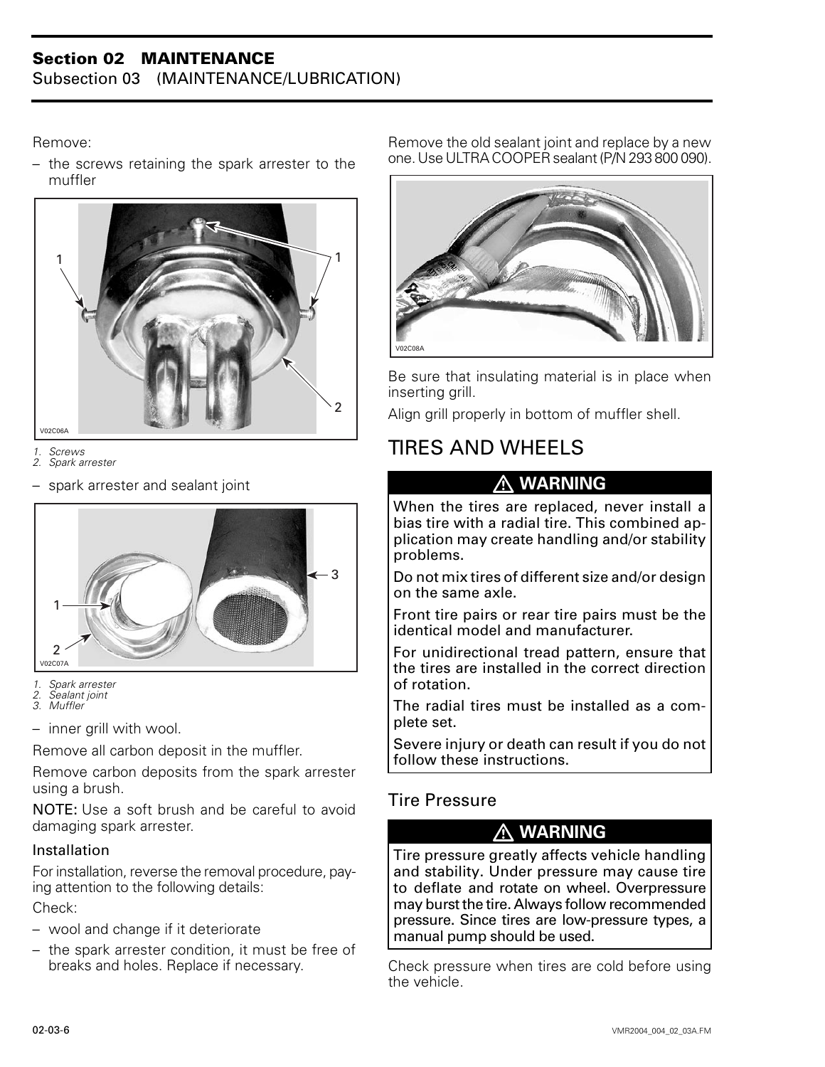Remove:

– the screws retaining the spark arrester to the muffler

V02C06A

1. Screws
2. Spark arrester

– spark arrester and sealant joint

V02C07A

1. Spark arrester
2. Sealant joint
3. Muffler

– inner grill with wool.

Remove all carbon deposit in the muffler.

Remove carbon deposits from the spark arrester using a brush.

**NOTE:** Use a soft brush and be careful to avoid damaging spark arrester.

### Installation

For installation, reverse the removal procedure, paying attention to the following details:

Check:

– wool and change if it deteriorate

– the spark arrester condition, it must be free of breaks and holes. Replace if necessary.

Remove the old sealant joint and replace by a new one. Use ULTRA COOPER sealant (P/N 293 800 090).

V02C08A

Be sure that insulating material is in place when inserting grill.

Align grill properly in bottom of muffler shell.

# TIRES AND WHEELS

**⚠ WARNING**

**When the tires are replaced, never install a bias tire with a radial tire. This combined application may create handling and/or stability problems.**

**Do not mix tires of different size and/or design on the same axle.**

**Front tire pairs or rear tire pairs must be the identical model and manufacturer.**

**For unidirectional tread pattern, ensure that the tires are installed in the correct direction of rotation.**

**The radial tires must be installed as a complete set.**

**Severe injury or death can result if you do not follow these instructions.**

## Tire Pressure

**⚠ WARNING**

**Tire pressure greatly affects vehicle handling and stability. Under pressure may cause tire to deflate and rotate on wheel. Overpressure may burst the tire. Always follow recommended pressure. Since tires are low-pressure types, a manual pump should be used.**

Check pressure when tires are cold before using the vehicle.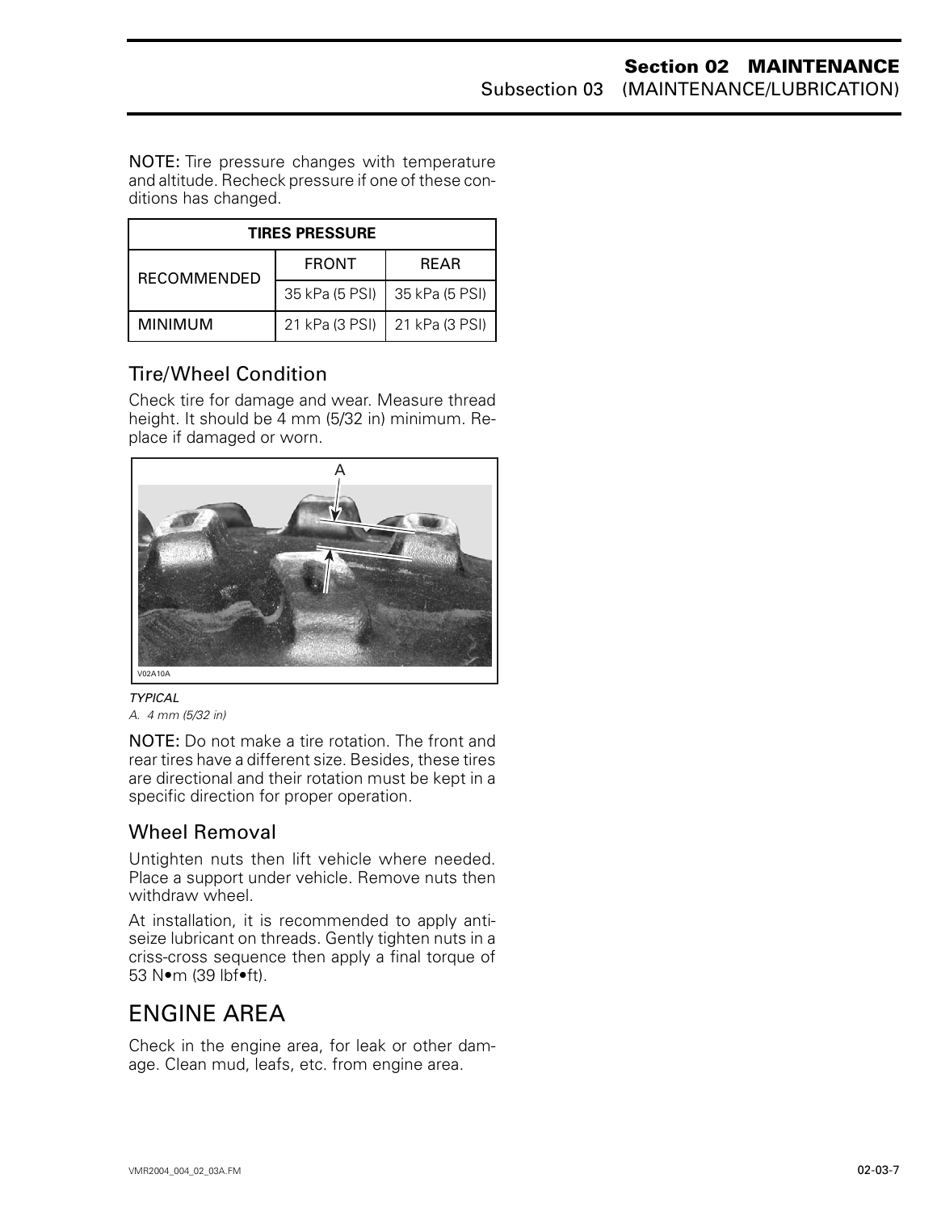NOTE: Tire pressure changes with temperature and altitude. Recheck pressure if one of these conditions has changed.

| TIRES PRESSURE | | |
|---|---|---|
| RECOMMENDED | FRONT | REAR |
| | 35 kPa (5 PSI) | 35 kPa (5 PSI) |
| MINIMUM | 21 kPa (3 PSI) | 21 kPa (3 PSI) |

## Tire/Wheel Condition

Check tire for damage and wear. Measure thread height. It should be 4 mm (5/32 in) minimum. Replace if damaged or worn.

*TYPICAL*
*A. 4 mm (5/32 in)*

NOTE: Do not make a tire rotation. The front and rear tires have a different size. Besides, these tires are directional and their rotation must be kept in a specific direction for proper operation.

## Wheel Removal

Untighten nuts then lift vehicle where needed. Place a support under vehicle. Remove nuts then withdraw wheel.

At installation, it is recommended to apply anti-seize lubricant on threads. Gently tighten nuts in a criss-cross sequence then apply a final torque of 53 N•m (39 lbf•ft).

# ENGINE AREA

Check in the engine area, for leak or other damage. Clean mud, leafs, etc. from engine area.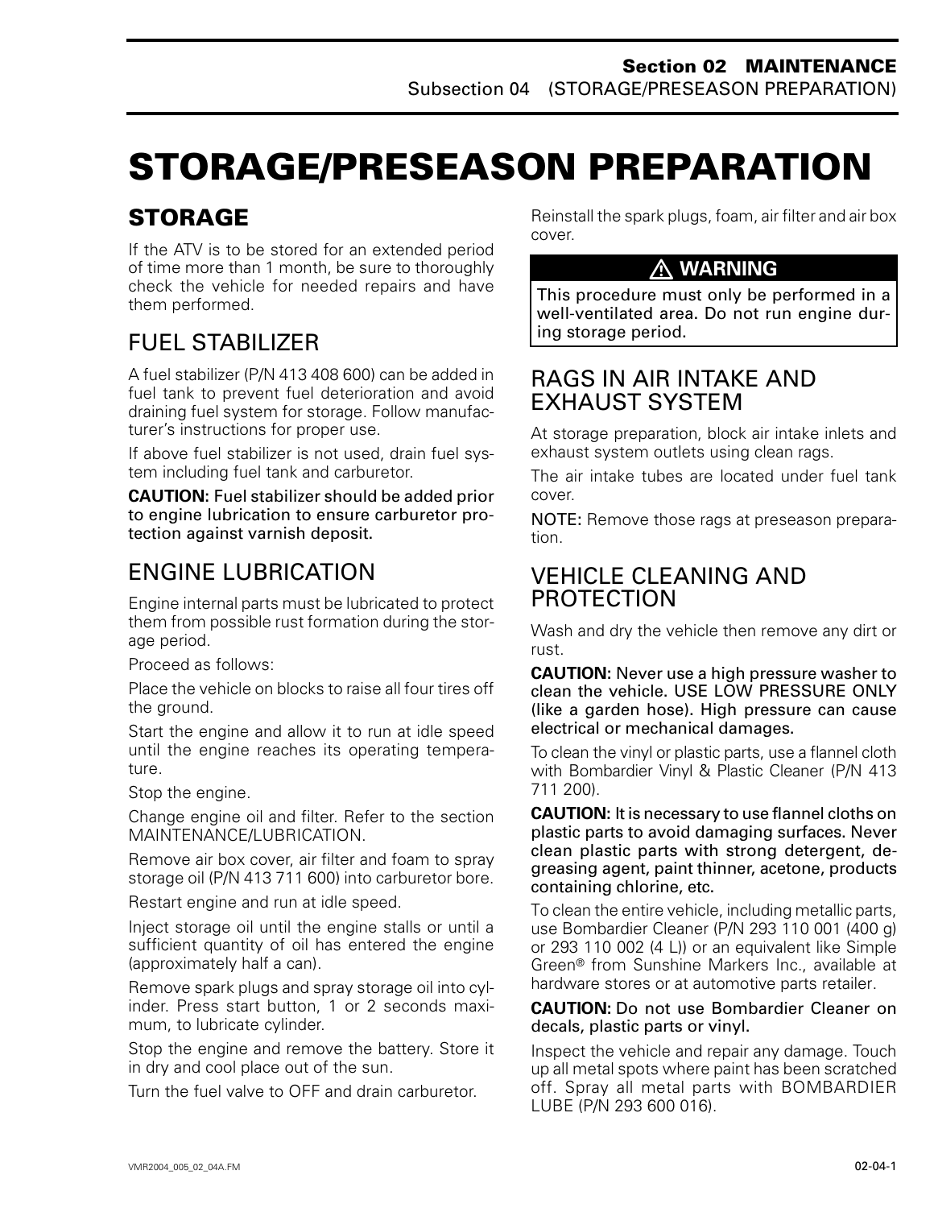# STORAGE/PRESEASON PREPARATION

## STORAGE

If the ATV is to be stored for an extended period of time more than 1 month, be sure to thoroughly check the vehicle for needed repairs and have them performed.

### FUEL STABILIZER

A fuel stabilizer (P/N 413 408 600) can be added in fuel tank to prevent fuel deterioration and avoid draining fuel system for storage. Follow manufacturer's instructions for proper use.

If above fuel stabilizer is not used, drain fuel system including fuel tank and carburetor.

**CAUTION:** Fuel stabilizer should be added prior to engine lubrication to ensure carburetor protection against varnish deposit.

### ENGINE LUBRICATION

Engine internal parts must be lubricated to protect them from possible rust formation during the storage period.

Proceed as follows:

Place the vehicle on blocks to raise all four tires off the ground.

Start the engine and allow it to run at idle speed until the engine reaches its operating temperature.

Stop the engine.

Change engine oil and filter. Refer to the section MAINTENANCE/LUBRICATION.

Remove air box cover, air filter and foam to spray storage oil (P/N 413 711 600) into carburetor bore.

Restart engine and run at idle speed.

Inject storage oil until the engine stalls or until a sufficient quantity of oil has entered the engine (approximately half a can).

Remove spark plugs and spray storage oil into cylinder. Press start button, 1 or 2 seconds maximum, to lubricate cylinder.

Stop the engine and remove the battery. Store it in dry and cool place out of the sun.

Turn the fuel valve to OFF and drain carburetor.

Reinstall the spark plugs, foam, air filter and air box cover.

**⚠ WARNING**

This procedure must only be performed in a well-ventilated area. Do not run engine during storage period.

### RAGS IN AIR INTAKE AND EXHAUST SYSTEM

At storage preparation, block air intake inlets and exhaust system outlets using clean rags.

The air intake tubes are located under fuel tank cover.

NOTE: Remove those rags at preseason preparation.

### VEHICLE CLEANING AND PROTECTION

Wash and dry the vehicle then remove any dirt or rust.

**CAUTION:** Never use a high pressure washer to clean the vehicle. USE LOW PRESSURE ONLY (like a garden hose). High pressure can cause electrical or mechanical damages.

To clean the vinyl or plastic parts, use a flannel cloth with Bombardier Vinyl & Plastic Cleaner (P/N 413 711 200).

**CAUTION:** It is necessary to use flannel cloths on plastic parts to avoid damaging surfaces. Never clean plastic parts with strong detergent, degreasing agent, paint thinner, acetone, products containing chlorine, etc.

To clean the entire vehicle, including metallic parts, use Bombardier Cleaner (P/N 293 110 001 (400 g) or 293 110 002 (4 L)) or an equivalent like Simple Green® from Sunshine Markers Inc., available at hardware stores or at automotive parts retailer.

**CAUTION:** Do not use Bombardier Cleaner on decals, plastic parts or vinyl.

Inspect the vehicle and repair any damage. Touch up all metal spots where paint has been scratched off. Spray all metal parts with BOMBARDIER LUBE (P/N 293 600 016).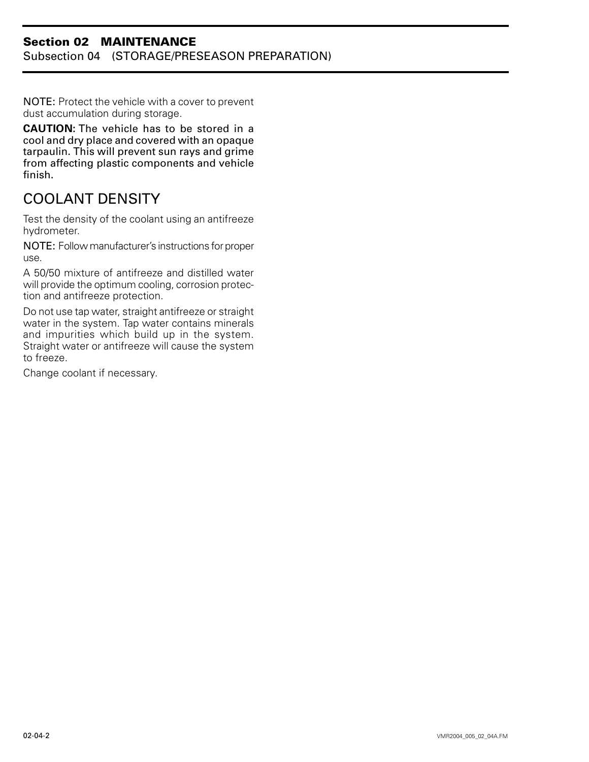NOTE: Protect the vehicle with a cover to prevent dust accumulation during storage.

**CAUTION: The vehicle has to be stored in a cool and dry place and covered with an opaque tarpaulin. This will prevent sun rays and grime from affecting plastic components and vehicle finish.**

## COOLANT DENSITY

Test the density of the coolant using an antifreeze hydrometer.

NOTE: Follow manufacturer's instructions for proper use.

A 50/50 mixture of antifreeze and distilled water will provide the optimum cooling, corrosion protection and antifreeze protection.

Do not use tap water, straight antifreeze or straight water in the system. Tap water contains minerals and impurities which build up in the system. Straight water or antifreeze will cause the system to freeze.

Change coolant if necessary.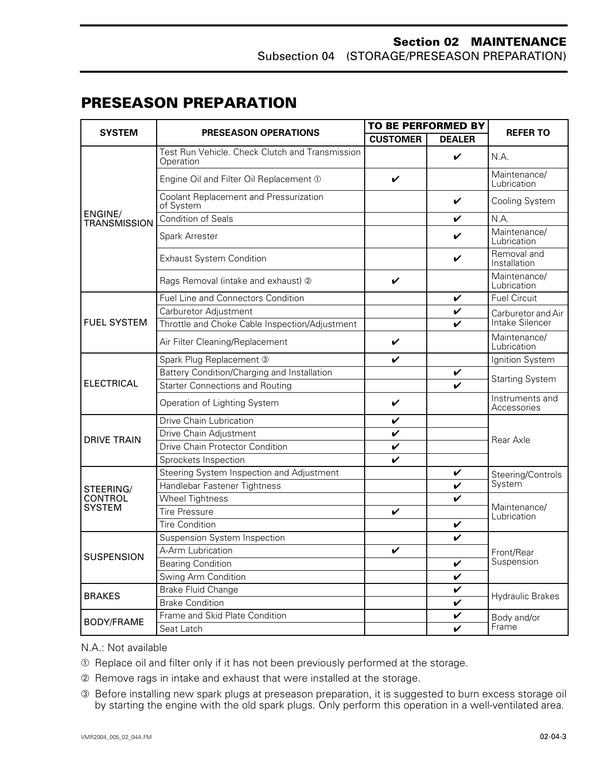# PRESEASON PREPARATION

| SYSTEM | PRESEASON OPERATIONS | TO BE PERFORMED BY | | REFER TO |
|---|---|---|---|---|
| | | CUSTOMER | DEALER | |
| ENGINE/ TRANSMISSION | Test Run Vehicle. Check Clutch and Transmission Operation | | ✔ | N.A. |
| | Engine Oil and Filter Oil Replacement ① | ✔ | | Maintenance/ Lubrication |
| | Coolant Replacement and Pressurization of System | | ✔ | Cooling System |
| | Condition of Seals | | ✔ | N.A. |
| | Spark Arrester | | ✔ | Maintenance/ Lubrication |
| | Exhaust System Condition | | ✔ | Removal and Installation |
| | Rags Removal (intake and exhaust) ② | ✔ | | Maintenance/ Lubrication |
| FUEL SYSTEM | Fuel Line and Connectors Condition | | ✔ | Fuel Circuit |
| | Carburetor Adjustment | | ✔ | Carburetor and Air Intake Silencer |
| | Throttle and Choke Cable Inspection/Adjustment | | ✔ | |
| | Air Filter Cleaning/Replacement | ✔ | | Maintenance/ Lubrication |
| ELECTRICAL | Spark Plug Replacement ③ | ✔ | | Ignition System |
| | Battery Condition/Charging and Installation | | ✔ | Starting System |
| | Starter Connections and Routing | | ✔ | |
| | Operation of Lighting System | ✔ | | Instruments and Accessories |
| DRIVE TRAIN | Drive Chain Lubrication | ✔ | | Rear Axle |
| | Drive Chain Adjustment | ✔ | | |
| | Drive Chain Protector Condition | ✔ | | |
| | Sprockets Inspection | ✔ | | |
| STEERING/ CONTROL SYSTEM | Steering System Inspection and Adjustment | | ✔ | Steering/Controls System |
| | Handlebar Fastener Tightness | | ✔ | |
| | Wheel Tightness | | ✔ | Maintenance/ Lubrication |
| | Tire Pressure | ✔ | | |
| | Tire Condition | | ✔ | |
| SUSPENSION | Suspension System Inspection | | ✔ | Front/Rear Suspension |
| | A-Arm Lubrication | ✔ | | |
| | Bearing Condition | | ✔ | |
| | Swing Arm Condition | | ✔ | |
| BRAKES | Brake Fluid Change | | ✔ | Hydraulic Brakes |
| | Brake Condition | | ✔ | |
| BODY/FRAME | Frame and Skid Plate Condition | | ✔ | Body and/or Frame |
| | Seat Latch | | ✔ | |

N.A.: Not available

① Replace oil and filter only if it has not been previously performed at the storage.

② Remove rags in intake and exhaust that were installed at the storage.

③ Before installing new spark plugs at preseason preparation, it is suggested to burn excess storage oil by starting the engine with the old spark plugs. Only perform this operation in a well-ventilated area.